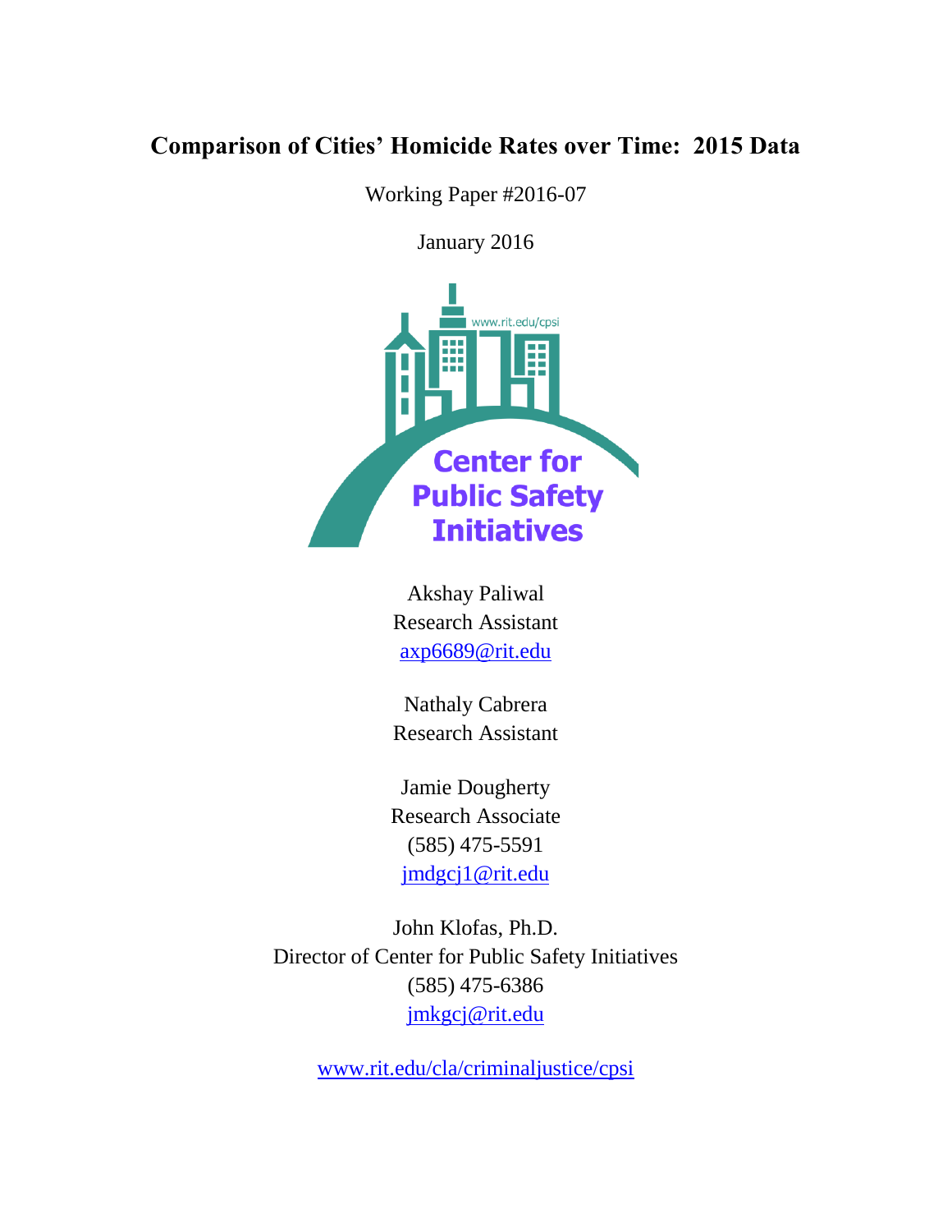# Comparison of Cities' Homicide Rates over Time: 2015 Data

Working Paper #2016-07

January 2016

Center for Public Safety Initiatives

Akshay Paliwal
Research Assistant
axp6689@rit.edu

Nathaly Cabrera
Research Assistant

Jamie Dougherty
Research Associate
(585) 475-5591
jmdgcj1@rit.edu

John Klofas, Ph.D.
Director of Center for Public Safety Initiatives
(585) 475-6386
jmkgcj@rit.edu

www.rit.edu/cla/criminaljustice/cpsi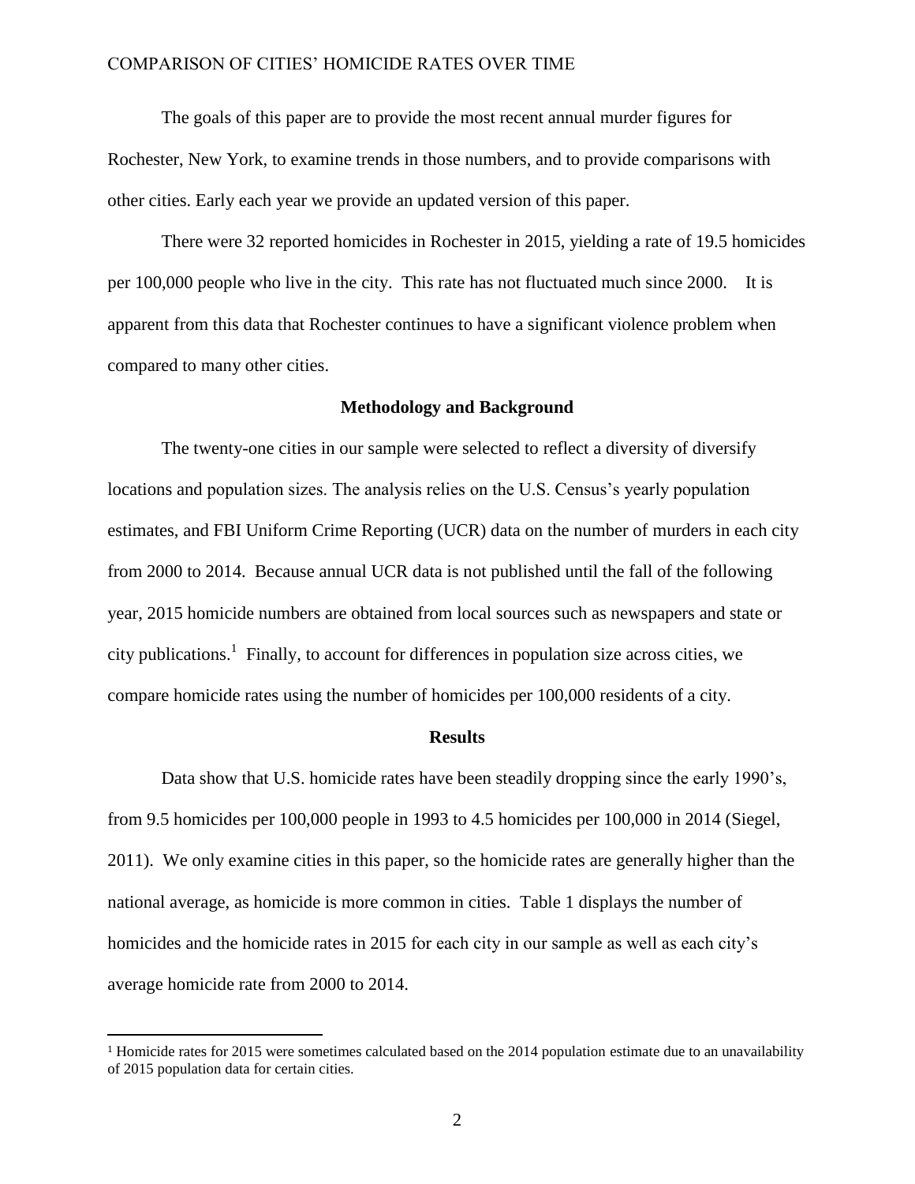The goals of this paper are to provide the most recent annual murder figures for Rochester, New York, to examine trends in those numbers, and to provide comparisons with other cities. Early each year we provide an updated version of this paper.

There were 32 reported homicides in Rochester in 2015, yielding a rate of 19.5 homicides per 100,000 people who live in the city. This rate has not fluctuated much since 2000. It is apparent from this data that Rochester continues to have a significant violence problem when compared to many other cities.

## Methodology and Background

The twenty-one cities in our sample were selected to reflect a diversity of diversify locations and population sizes. The analysis relies on the U.S. Census's yearly population estimates, and FBI Uniform Crime Reporting (UCR) data on the number of murders in each city from 2000 to 2014. Because annual UCR data is not published until the fall of the following year, 2015 homicide numbers are obtained from local sources such as newspapers and state or city publications.[1] Finally, to account for differences in population size across cities, we compare homicide rates using the number of homicides per 100,000 residents of a city.

## Results

Data show that U.S. homicide rates have been steadily dropping since the early 1990's, from 9.5 homicides per 100,000 people in 1993 to 4.5 homicides per 100,000 in 2014 (Siegel, 2011). We only examine cities in this paper, so the homicide rates are generally higher than the national average, as homicide is more common in cities. Table 1 displays the number of homicides and the homicide rates in 2015 for each city in our sample as well as each city's average homicide rate from 2000 to 2014.

[1] Homicide rates for 2015 were sometimes calculated based on the 2014 population estimate due to an unavailability of 2015 population data for certain cities.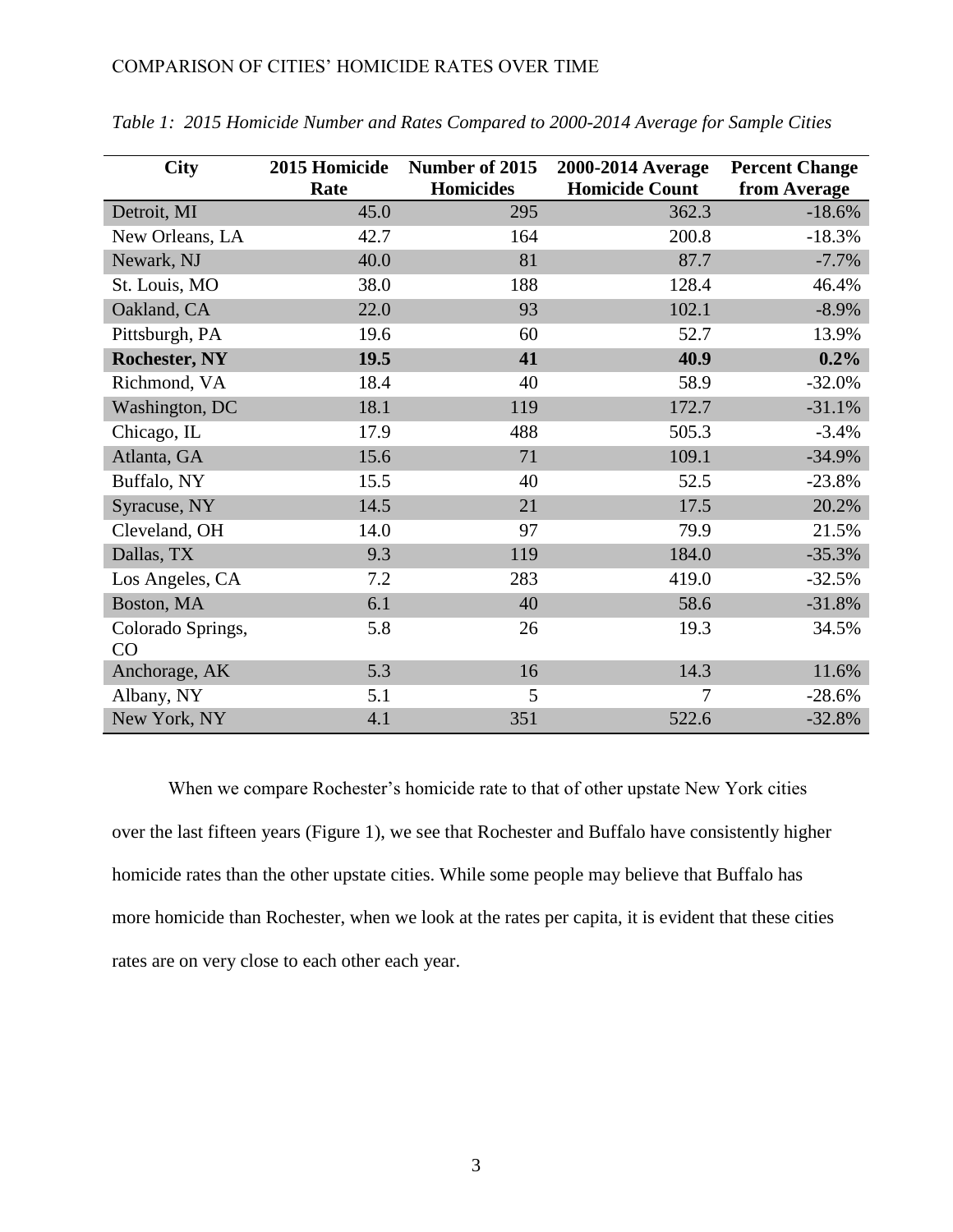*Table 1: 2015 Homicide Number and Rates Compared to 2000-2014 Average for Sample Cities*

| City | 2015 Homicide Rate | Number of 2015 Homicides | 2000-2014 Average Homicide Count | Percent Change from Average |
|---|---|---|---|---|
| Detroit, MI | 45.0 | 295 | 362.3 | -18.6% |
| New Orleans, LA | 42.7 | 164 | 200.8 | -18.3% |
| Newark, NJ | 40.0 | 81 | 87.7 | -7.7% |
| St. Louis, MO | 38.0 | 188 | 128.4 | 46.4% |
| Oakland, CA | 22.0 | 93 | 102.1 | -8.9% |
| Pittsburgh, PA | 19.6 | 60 | 52.7 | 13.9% |
| **Rochester, NY** | **19.5** | **41** | **40.9** | **0.2%** |
| Richmond, VA | 18.4 | 40 | 58.9 | -32.0% |
| Washington, DC | 18.1 | 119 | 172.7 | -31.1% |
| Chicago, IL | 17.9 | 488 | 505.3 | -3.4% |
| Atlanta, GA | 15.6 | 71 | 109.1 | -34.9% |
| Buffalo, NY | 15.5 | 40 | 52.5 | -23.8% |
| Syracuse, NY | 14.5 | 21 | 17.5 | 20.2% |
| Cleveland, OH | 14.0 | 97 | 79.9 | 21.5% |
| Dallas, TX | 9.3 | 119 | 184.0 | -35.3% |
| Los Angeles, CA | 7.2 | 283 | 419.0 | -32.5% |
| Boston, MA | 6.1 | 40 | 58.6 | -31.8% |
| Colorado Springs, CO | 5.8 | 26 | 19.3 | 34.5% |
| Anchorage, AK | 5.3 | 16 | 14.3 | 11.6% |
| Albany, NY | 5.1 | 5 | 7 | -28.6% |
| New York, NY | 4.1 | 351 | 522.6 | -32.8% |

When we compare Rochester's homicide rate to that of other upstate New York cities over the last fifteen years (Figure 1), we see that Rochester and Buffalo have consistently higher homicide rates than the other upstate cities. While some people may believe that Buffalo has more homicide than Rochester, when we look at the rates per capita, it is evident that these cities rates are on very close to each other each year.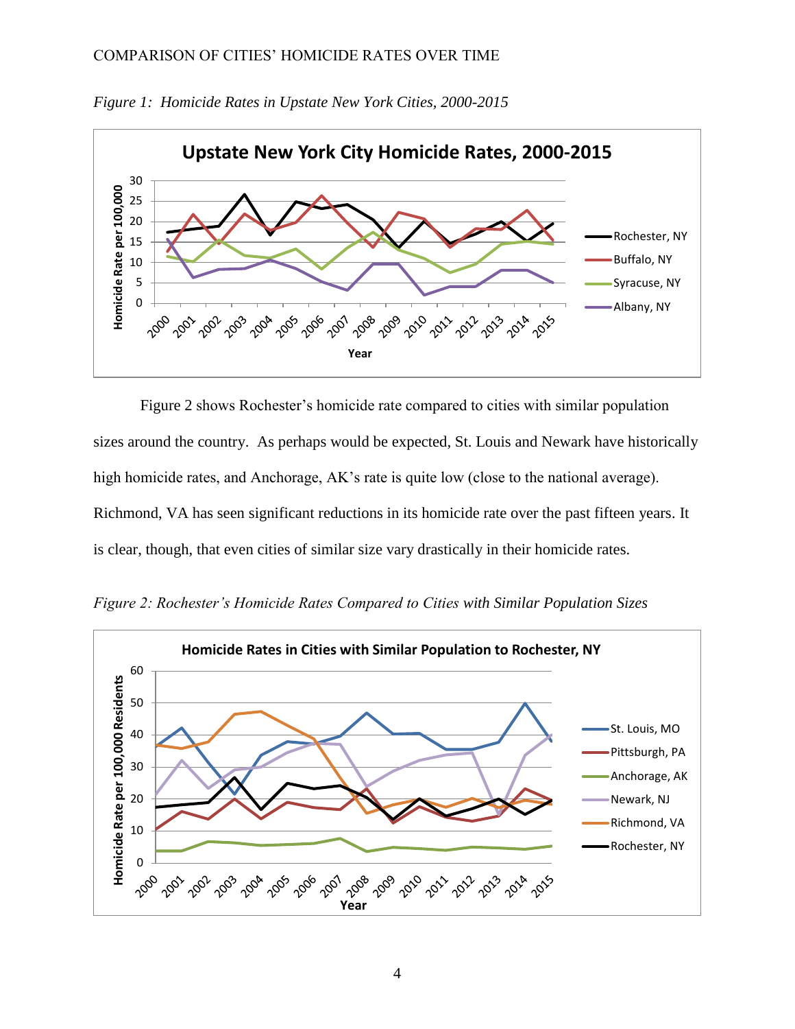*Figure 1: Homicide Rates in Upstate New York Cities, 2000-2015*

Figure 2 shows Rochester's homicide rate compared to cities with similar population sizes around the country. As perhaps would be expected, St. Louis and Newark have historically high homicide rates, and Anchorage, AK's rate is quite low (close to the national average). Richmond, VA has seen significant reductions in its homicide rate over the past fifteen years. It is clear, though, that even cities of similar size vary drastically in their homicide rates.

*Figure 2: Rochester's Homicide Rates Compared to Cities with Similar Population Sizes*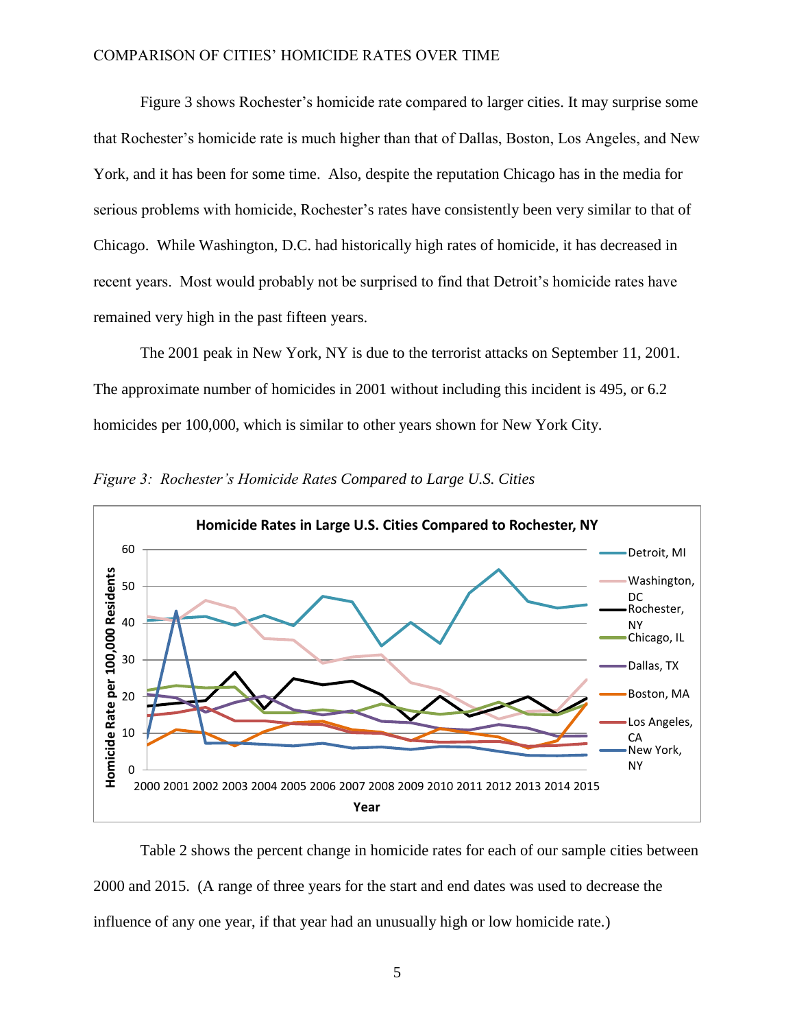Figure 3 shows Rochester's homicide rate compared to larger cities. It may surprise some that Rochester's homicide rate is much higher than that of Dallas, Boston, Los Angeles, and New York, and it has been for some time. Also, despite the reputation Chicago has in the media for serious problems with homicide, Rochester's rates have consistently been very similar to that of Chicago. While Washington, D.C. had historically high rates of homicide, it has decreased in recent years. Most would probably not be surprised to find that Detroit's homicide rates have remained very high in the past fifteen years.

The 2001 peak in New York, NY is due to the terrorist attacks on September 11, 2001. The approximate number of homicides in 2001 without including this incident is 495, or 6.2 homicides per 100,000, which is similar to other years shown for New York City.

*Figure 3: Rochester's Homicide Rates Compared to Large U.S. Cities*

Table 2 shows the percent change in homicide rates for each of our sample cities between 2000 and 2015. (A range of three years for the start and end dates was used to decrease the influence of any one year, if that year had an unusually high or low homicide rate.)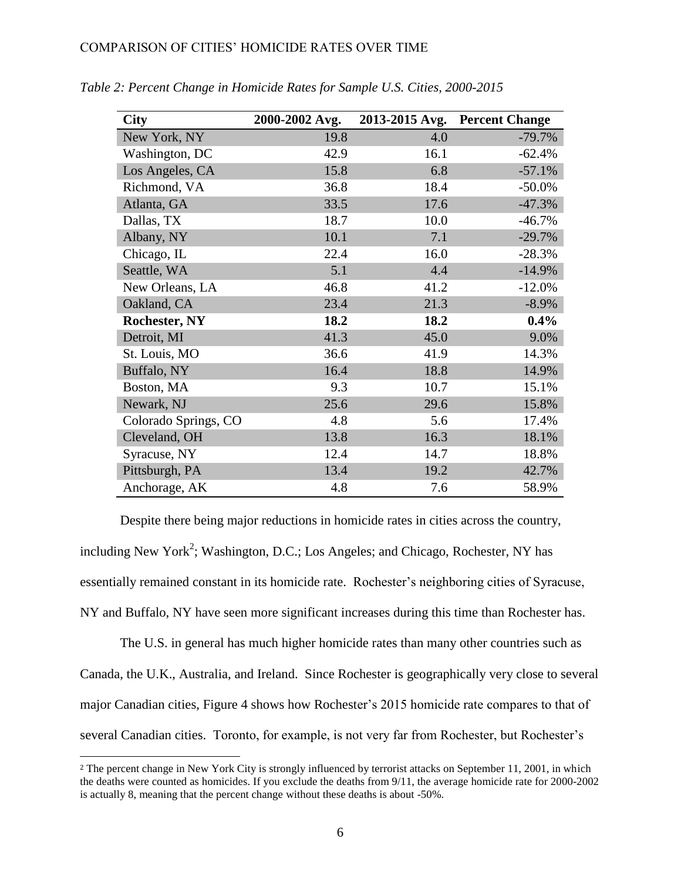*Table 2: Percent Change in Homicide Rates for Sample U.S. Cities, 2000-2015*

| City | 2000-2002 Avg. | 2013-2015 Avg. | Percent Change |
|---|---|---|---|
| New York, NY | 19.8 | 4.0 | -79.7% |
| Washington, DC | 42.9 | 16.1 | -62.4% |
| Los Angeles, CA | 15.8 | 6.8 | -57.1% |
| Richmond, VA | 36.8 | 18.4 | -50.0% |
| Atlanta, GA | 33.5 | 17.6 | -47.3% |
| Dallas, TX | 18.7 | 10.0 | -46.7% |
| Albany, NY | 10.1 | 7.1 | -29.7% |
| Chicago, IL | 22.4 | 16.0 | -28.3% |
| Seattle, WA | 5.1 | 4.4 | -14.9% |
| New Orleans, LA | 46.8 | 41.2 | -12.0% |
| Oakland, CA | 23.4 | 21.3 | -8.9% |
| **Rochester, NY** | **18.2** | **18.2** | **0.4%** |
| Detroit, MI | 41.3 | 45.0 | 9.0% |
| St. Louis, MO | 36.6 | 41.9 | 14.3% |
| Buffalo, NY | 16.4 | 18.8 | 14.9% |
| Boston, MA | 9.3 | 10.7 | 15.1% |
| Newark, NJ | 25.6 | 29.6 | 15.8% |
| Colorado Springs, CO | 4.8 | 5.6 | 17.4% |
| Cleveland, OH | 13.8 | 16.3 | 18.1% |
| Syracuse, NY | 12.4 | 14.7 | 18.8% |
| Pittsburgh, PA | 13.4 | 19.2 | 42.7% |
| Anchorage, AK | 4.8 | 7.6 | 58.9% |

Despite there being major reductions in homicide rates in cities across the country, including New York[2]; Washington, D.C.; Los Angeles; and Chicago, Rochester, NY has essentially remained constant in its homicide rate. Rochester's neighboring cities of Syracuse, NY and Buffalo, NY have seen more significant increases during this time than Rochester has.

The U.S. in general has much higher homicide rates than many other countries such as Canada, the U.K., Australia, and Ireland. Since Rochester is geographically very close to several major Canadian cities, Figure 4 shows how Rochester's 2015 homicide rate compares to that of several Canadian cities. Toronto, for example, is not very far from Rochester, but Rochester's

[2] The percent change in New York City is strongly influenced by terrorist attacks on September 11, 2001, in which the deaths were counted as homicides. If you exclude the deaths from 9/11, the average homicide rate for 2000-2002 is actually 8, meaning that the percent change without these deaths is about -50%.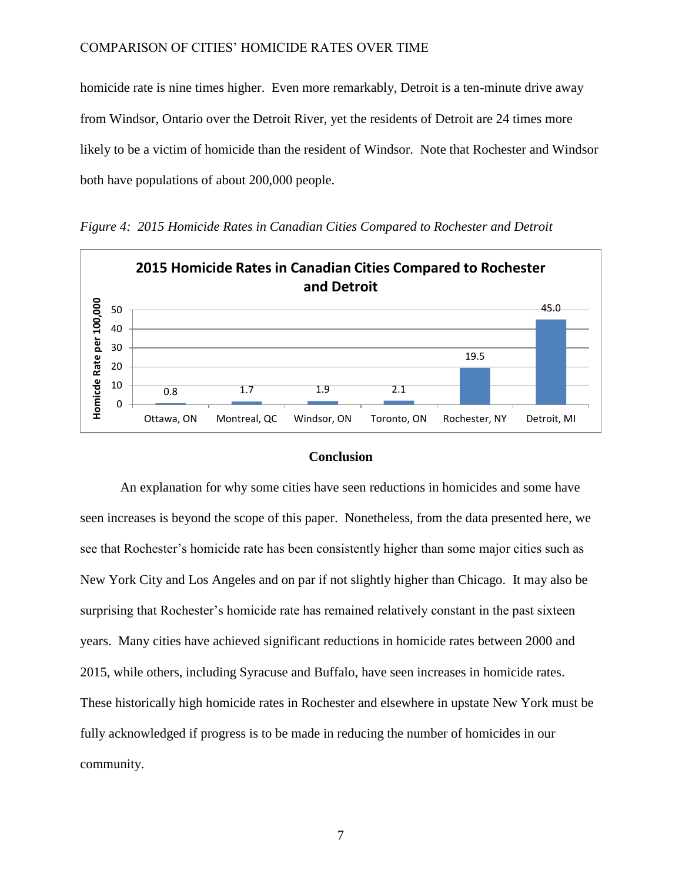homicide rate is nine times higher. Even more remarkably, Detroit is a ten-minute drive away from Windsor, Ontario over the Detroit River, yet the residents of Detroit are 24 times more likely to be a victim of homicide than the resident of Windsor. Note that Rochester and Windsor both have populations of about 200,000 people.

*Figure 4: 2015 Homicide Rates in Canadian Cities Compared to Rochester and Detroit*

**2015 Homicide Rates in Canadian Cities Compared to Rochester and Detroit**

| City | Homicide Rate per 100,000 |
|---|---|
| Ottawa, ON | 0.8 |
| Montreal, QC | 1.7 |
| Windsor, ON | 1.9 |
| Toronto, ON | 2.1 |
| Rochester, NY | 19.5 |
| Detroit, MI | 45.0 |

## Conclusion

An explanation for why some cities have seen reductions in homicides and some have seen increases is beyond the scope of this paper. Nonetheless, from the data presented here, we see that Rochester's homicide rate has been consistently higher than some major cities such as New York City and Los Angeles and on par if not slightly higher than Chicago. It may also be surprising that Rochester's homicide rate has remained relatively constant in the past sixteen years. Many cities have achieved significant reductions in homicide rates between 2000 and 2015, while others, including Syracuse and Buffalo, have seen increases in homicide rates. These historically high homicide rates in Rochester and elsewhere in upstate New York must be fully acknowledged if progress is to be made in reducing the number of homicides in our community.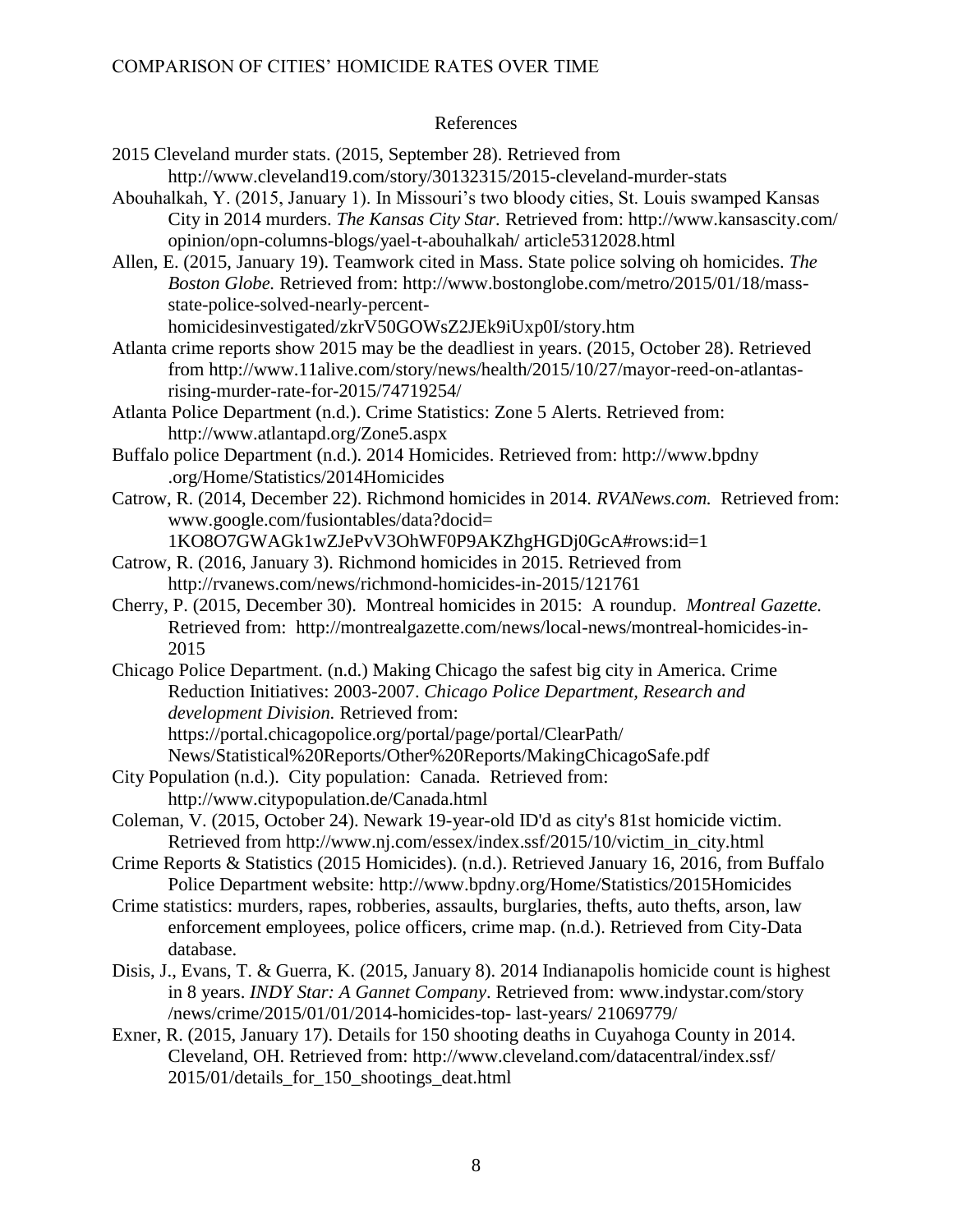# References

2015 Cleveland murder stats. (2015, September 28). Retrieved from http://www.cleveland19.com/story/30132315/2015-cleveland-murder-stats

Abouhalkah, Y. (2015, January 1). In Missouri's two bloody cities, St. Louis swamped Kansas City in 2014 murders. *The Kansas City Star.* Retrieved from: http://www.kansascity.com/ opinion/opn-columns-blogs/yael-t-abouhalkah/ article5312028.html

Allen, E. (2015, January 19). Teamwork cited in Mass. State police solving oh homicides. *The Boston Globe.* Retrieved from: http://www.bostonglobe.com/metro/2015/01/18/mass-state-police-solved-nearly-percent-homicidesinvestigated/zkrV50GOWsZ2JEk9iUxp0I/story.htm

Atlanta crime reports show 2015 may be the deadliest in years. (2015, October 28). Retrieved from http://www.11alive.com/story/news/health/2015/10/27/mayor-reed-on-atlantas-rising-murder-rate-for-2015/74719254/

Atlanta Police Department (n.d.). Crime Statistics: Zone 5 Alerts. Retrieved from: http://www.atlantapd.org/Zone5.aspx

Buffalo police Department (n.d.). 2014 Homicides. Retrieved from: http://www.bpdny .org/Home/Statistics/2014Homicides

Catrow, R. (2014, December 22). Richmond homicides in 2014. *RVANews.com.* Retrieved from: www.google.com/fusiontables/data?docid= 1KO8O7GWAGk1wZJePvV3OhWF0P9AKZhgHGDj0GcA#rows:id=1

Catrow, R. (2016, January 3). Richmond homicides in 2015. Retrieved from http://rvanews.com/news/richmond-homicides-in-2015/121761

Cherry, P. (2015, December 30). Montreal homicides in 2015: A roundup. *Montreal Gazette.* Retrieved from: http://montrealgazette.com/news/local-news/montreal-homicides-in-2015

Chicago Police Department. (n.d.) Making Chicago the safest big city in America. Crime Reduction Initiatives: 2003-2007. *Chicago Police Department, Research and development Division.* Retrieved from: https://portal.chicagopolice.org/portal/page/portal/ClearPath/ News/Statistical%20Reports/Other%20Reports/MakingChicagoSafe.pdf

City Population (n.d.). City population: Canada. Retrieved from: http://www.citypopulation.de/Canada.html

Coleman, V. (2015, October 24). Newark 19-year-old ID'd as city's 81st homicide victim. Retrieved from http://www.nj.com/essex/index.ssf/2015/10/victim_in_city.html

Crime Reports & Statistics (2015 Homicides). (n.d.). Retrieved January 16, 2016, from Buffalo Police Department website: http://www.bpdny.org/Home/Statistics/2015Homicides

Crime statistics: murders, rapes, robberies, assaults, burglaries, thefts, auto thefts, arson, law enforcement employees, police officers, crime map. (n.d.). Retrieved from City-Data database.

Disis, J., Evans, T. & Guerra, K. (2015, January 8). 2014 Indianapolis homicide count is highest in 8 years. *INDY Star: A Gannet Company*. Retrieved from: www.indystar.com/story /news/crime/2015/01/01/2014-homicides-top- last-years/ 21069779/

Exner, R. (2015, January 17). Details for 150 shooting deaths in Cuyahoga County in 2014. Cleveland, OH. Retrieved from: http://www.cleveland.com/datacentral/index.ssf/ 2015/01/details_for_150_shootings_deat.html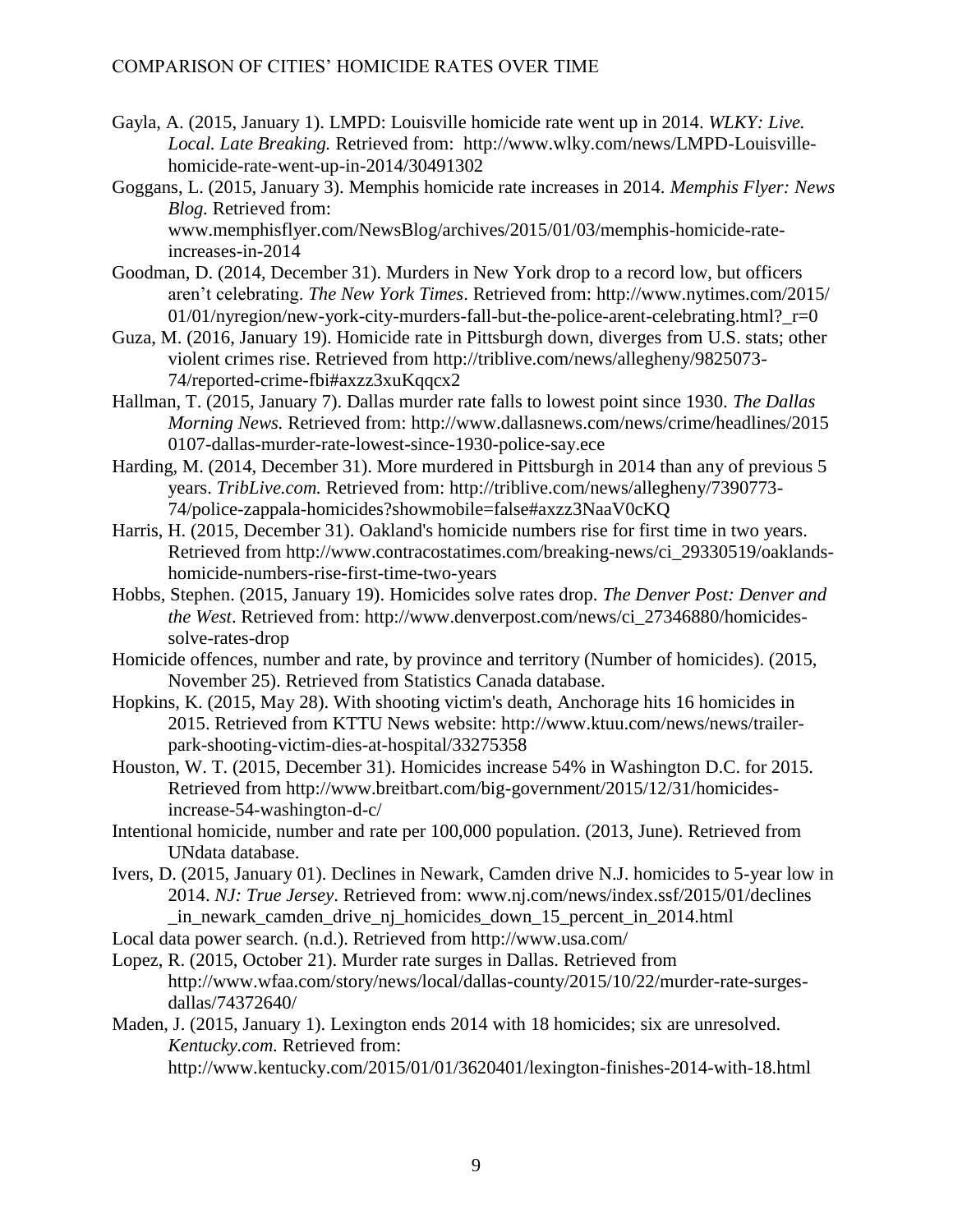Gayla, A. (2015, January 1). LMPD: Louisville homicide rate went up in 2014. *WLKY: Live. Local. Late Breaking.* Retrieved from: http://www.wlky.com/news/LMPD-Louisville-homicide-rate-went-up-in-2014/30491302

Goggans, L. (2015, January 3). Memphis homicide rate increases in 2014. *Memphis Flyer: News Blog.* Retrieved from: www.memphisflyer.com/NewsBlog/archives/2015/01/03/memphis-homicide-rate-increases-in-2014

Goodman, D. (2014, December 31). Murders in New York drop to a record low, but officers aren't celebrating. *The New York Times*. Retrieved from: http://www.nytimes.com/2015/01/01/nyregion/new-york-city-murders-fall-but-the-police-arent-celebrating.html?_r=0

Guza, M. (2016, January 19). Homicide rate in Pittsburgh down, diverges from U.S. stats; other violent crimes rise. Retrieved from http://triblive.com/news/allegheny/9825073-74/reported-crime-fbi#axzz3xuKqqcx2

Hallman, T. (2015, January 7). Dallas murder rate falls to lowest point since 1930. *The Dallas Morning News.* Retrieved from: http://www.dallasnews.com/news/crime/headlines/20150107-dallas-murder-rate-lowest-since-1930-police-say.ece

Harding, M. (2014, December 31). More murdered in Pittsburgh in 2014 than any of previous 5 years. *TribLive.com.* Retrieved from: http://triblive.com/news/allegheny/7390773-74/police-zappala-homicides?showmobile=false#axzz3NaaV0cKQ

Harris, H. (2015, December 31). Oakland's homicide numbers rise for first time in two years. Retrieved from http://www.contracostatimes.com/breaking-news/ci_29330519/oaklands-homicide-numbers-rise-first-time-two-years

Hobbs, Stephen. (2015, January 19). Homicides solve rates drop. *The Denver Post: Denver and the West*. Retrieved from: http://www.denverpost.com/news/ci_27346880/homicides-solve-rates-drop

Homicide offences, number and rate, by province and territory (Number of homicides). (2015, November 25). Retrieved from Statistics Canada database.

Hopkins, K. (2015, May 28). With shooting victim's death, Anchorage hits 16 homicides in 2015. Retrieved from KTTU News website: http://www.ktuu.com/news/news/trailer-park-shooting-victim-dies-at-hospital/33275358

Houston, W. T. (2015, December 31). Homicides increase 54% in Washington D.C. for 2015. Retrieved from http://www.breitbart.com/big-government/2015/12/31/homicides-increase-54-washington-d-c/

Intentional homicide, number and rate per 100,000 population. (2013, June). Retrieved from UNdata database.

Ivers, D. (2015, January 01). Declines in Newark, Camden drive N.J. homicides to 5-year low in 2014. *NJ: True Jersey*. Retrieved from: www.nj.com/news/index.ssf/2015/01/declines_in_newark_camden_drive_nj_homicides_down_15_percent_in_2014.html

Local data power search. (n.d.). Retrieved from http://www.usa.com/

Lopez, R. (2015, October 21). Murder rate surges in Dallas. Retrieved from http://www.wfaa.com/story/news/local/dallas-county/2015/10/22/murder-rate-surges-dallas/74372640/

Maden, J. (2015, January 1). Lexington ends 2014 with 18 homicides; six are unresolved. *Kentucky.com.* Retrieved from: http://www.kentucky.com/2015/01/01/3620401/lexington-finishes-2014-with-18.html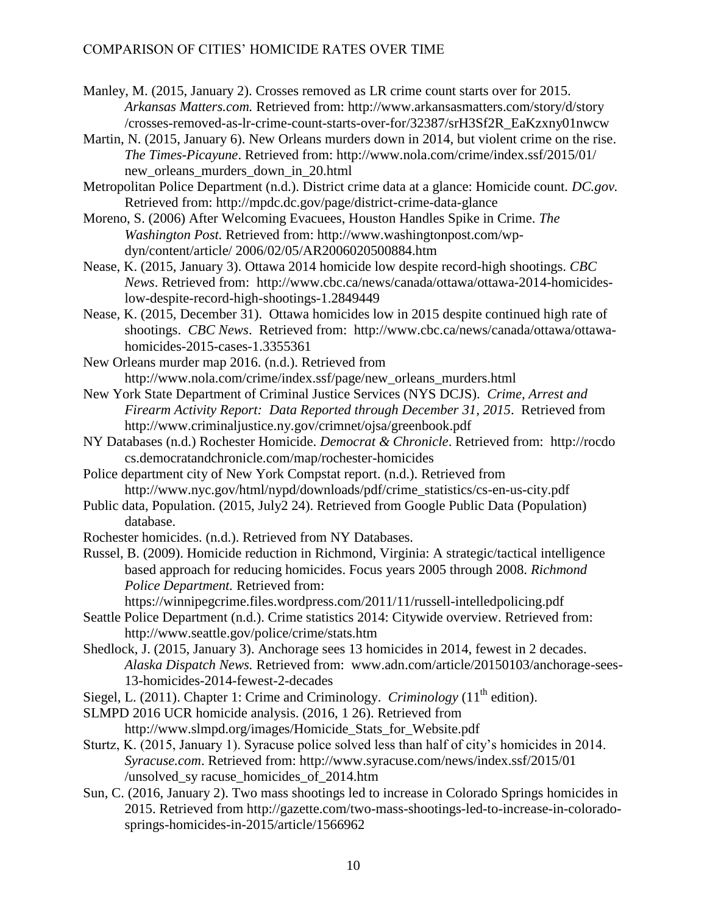Manley, M. (2015, January 2). Crosses removed as LR crime count starts over for 2015. *Arkansas Matters.com.* Retrieved from: http://www.arkansasmatters.com/story/d/story /crosses-removed-as-lr-crime-count-starts-over-for/32387/srH3Sf2R_EaKzxny01nwcw

Martin, N. (2015, January 6). New Orleans murders down in 2014, but violent crime on the rise. *The Times-Picayune*. Retrieved from: http://www.nola.com/crime/index.ssf/2015/01/ new_orleans_murders_down_in_20.html

Metropolitan Police Department (n.d.). District crime data at a glance: Homicide count. *DC.gov.* Retrieved from: http://mpdc.dc.gov/page/district-crime-data-glance

Moreno, S. (2006) After Welcoming Evacuees, Houston Handles Spike in Crime. *The Washington Post.* Retrieved from: http://www.washingtonpost.com/wp-dyn/content/article/ 2006/02/05/AR2006020500884.htm

Nease, K. (2015, January 3). Ottawa 2014 homicide low despite record-high shootings. *CBC News*. Retrieved from: http://www.cbc.ca/news/canada/ottawa/ottawa-2014-homicides-low-despite-record-high-shootings-1.2849449

Nease, K. (2015, December 31). Ottawa homicides low in 2015 despite continued high rate of shootings. *CBC News*. Retrieved from: http://www.cbc.ca/news/canada/ottawa/ottawa-homicides-2015-cases-1.3355361

New Orleans murder map 2016. (n.d.). Retrieved from http://www.nola.com/crime/index.ssf/page/new_orleans_murders.html

New York State Department of Criminal Justice Services (NYS DCJS). *Crime, Arrest and Firearm Activity Report: Data Reported through December 31, 2015*. Retrieved from http://www.criminaljustice.ny.gov/crimnet/ojsa/greenbook.pdf

NY Databases (n.d.) Rochester Homicide. *Democrat & Chronicle*. Retrieved from: http://rocdo cs.democratandchronicle.com/map/rochester-homicides

Police department city of New York Compstat report. (n.d.). Retrieved from http://www.nyc.gov/html/nypd/downloads/pdf/crime_statistics/cs-en-us-city.pdf

Public data, Population. (2015, July2 24). Retrieved from Google Public Data (Population) database.

Rochester homicides. (n.d.). Retrieved from NY Databases.

Russel, B. (2009). Homicide reduction in Richmond, Virginia: A strategic/tactical intelligence based approach for reducing homicides. Focus years 2005 through 2008. *Richmond Police Department.* Retrieved from: https://winnipegcrime.files.wordpress.com/2011/11/russell-intelledpolicing.pdf

Seattle Police Department (n.d.). Crime statistics 2014: Citywide overview. Retrieved from: http://www.seattle.gov/police/crime/stats.htm

Shedlock, J. (2015, January 3). Anchorage sees 13 homicides in 2014, fewest in 2 decades. *Alaska Dispatch News.* Retrieved from: www.adn.com/article/20150103/anchorage-sees-13-homicides-2014-fewest-2-decades

Siegel, L. (2011). Chapter 1: Crime and Criminology. *Criminology* (11th edition).

SLMPD 2016 UCR homicide analysis. (2016, 1 26). Retrieved from http://www.slmpd.org/images/Homicide_Stats_for_Website.pdf

Sturtz, K. (2015, January 1). Syracuse police solved less than half of city's homicides in 2014. *Syracuse.com*. Retrieved from: http://www.syracuse.com/news/index.ssf/2015/01 /unsolved_sy racuse_homicides_of_2014.htm

Sun, C. (2016, January 2). Two mass shootings led to increase in Colorado Springs homicides in 2015. Retrieved from http://gazette.com/two-mass-shootings-led-to-increase-in-colorado-springs-homicides-in-2015/article/1566962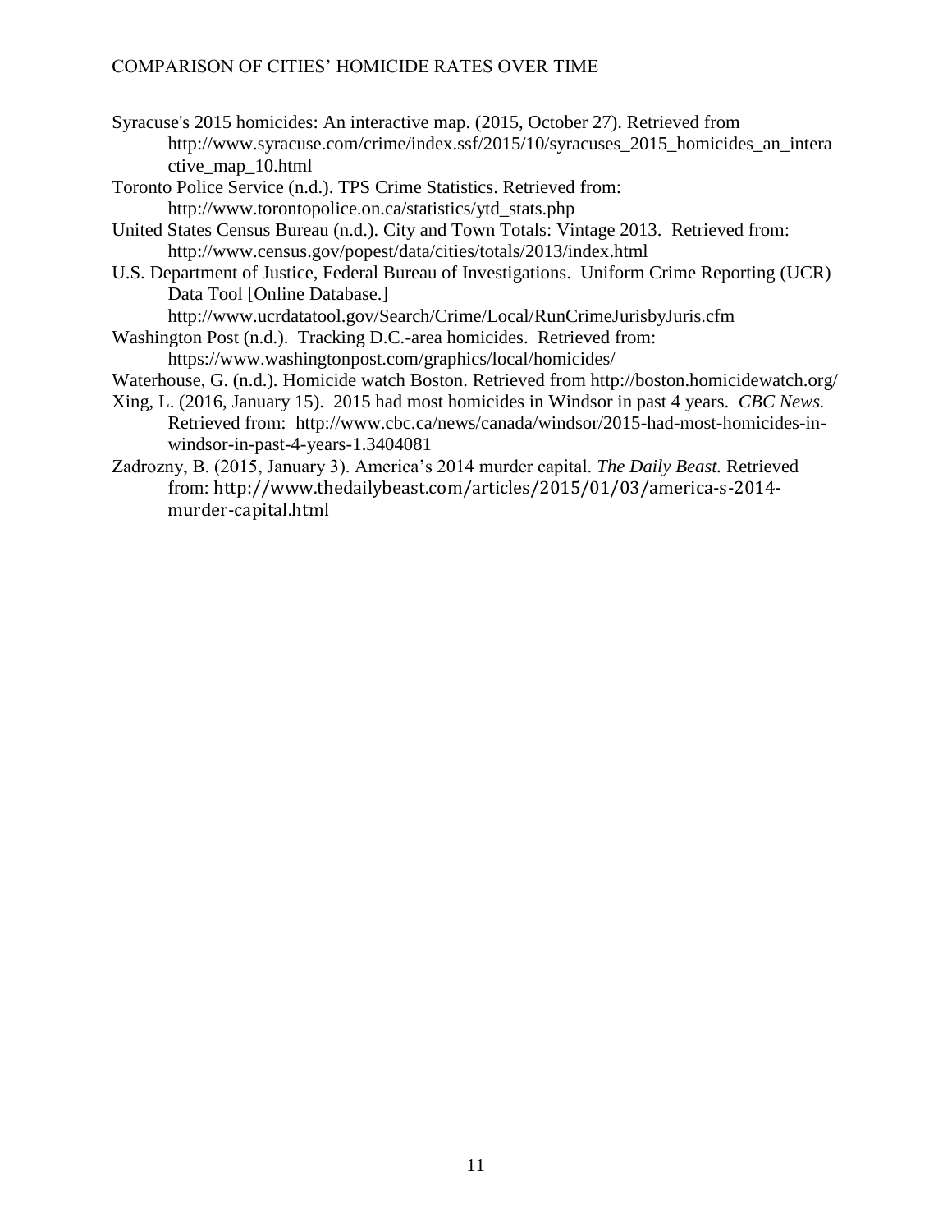Syracuse's 2015 homicides: An interactive map. (2015, October 27). Retrieved from http://www.syracuse.com/crime/index.ssf/2015/10/syracuses_2015_homicides_an_interactive_map_10.html

Toronto Police Service (n.d.). TPS Crime Statistics. Retrieved from: http://www.torontopolice.on.ca/statistics/ytd_stats.php

United States Census Bureau (n.d.). City and Town Totals: Vintage 2013. Retrieved from: http://www.census.gov/popest/data/cities/totals/2013/index.html

U.S. Department of Justice, Federal Bureau of Investigations. Uniform Crime Reporting (UCR) Data Tool [Online Database.] http://www.ucrdatatool.gov/Search/Crime/Local/RunCrimeJurisbyJuris.cfm

Washington Post (n.d.). Tracking D.C.-area homicides. Retrieved from: https://www.washingtonpost.com/graphics/local/homicides/

Waterhouse, G. (n.d.). Homicide watch Boston. Retrieved from http://boston.homicidewatch.org/

Xing, L. (2016, January 15). 2015 had most homicides in Windsor in past 4 years. *CBC News.* Retrieved from: http://www.cbc.ca/news/canada/windsor/2015-had-most-homicides-in-windsor-in-past-4-years-1.3404081

Zadrozny, B. (2015, January 3). America's 2014 murder capital. *The Daily Beast.* Retrieved from: http://www.thedailybeast.com/articles/2015/01/03/america-s-2014-murder-capital.html